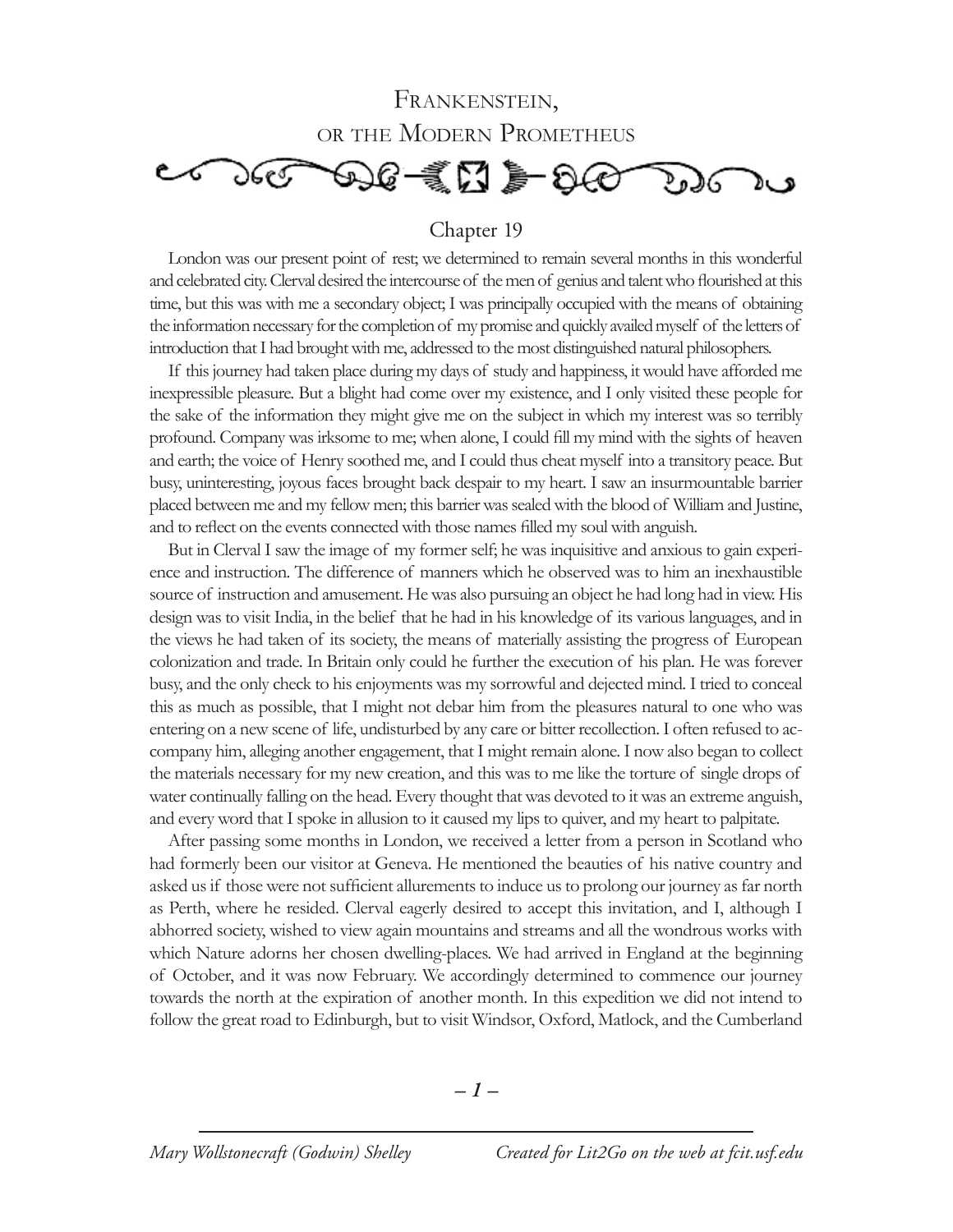# Frankenstein, or the Modern Prometheus

## Chapter 19

London was our present point of rest; we determined to remain several months in this wonderful and celebrated city. Clerval desired the intercourse of the men of genius and talent who flourished at this time, but this was with me a secondary object; I was principally occupied with the means of obtaining the information necessary for the completion of my promise and quickly availed myself of the letters of introduction that I had brought with me, addressed to the most distinguished natural philosophers.

If this journey had taken place during my days of study and happiness, it would have afforded me inexpressible pleasure. But a blight had come over my existence, and I only visited these people for the sake of the information they might give me on the subject in which my interest was so terribly profound. Company was irksome to me; when alone, I could fill my mind with the sights of heaven and earth; the voice of Henry soothed me, and I could thus cheat myself into a transitory peace. But busy, uninteresting, joyous faces brought back despair to my heart. I saw an insurmountable barrier placed between me and my fellow men; this barrier was sealed with the blood of William and Justine, and to reflect on the events connected with those names filled my soul with anguish.

But in Clerval I saw the image of my former self; he was inquisitive and anxious to gain experience and instruction. The difference of manners which he observed was to him an inexhaustible source of instruction and amusement. He was also pursuing an object he had long had in view. His design was to visit India, in the belief that he had in his knowledge of its various languages, and in the views he had taken of its society, the means of materially assisting the progress of European colonization and trade. In Britain only could he further the execution of his plan. He was forever busy, and the only check to his enjoyments was my sorrowful and dejected mind. I tried to conceal this as much as possible, that I might not debar him from the pleasures natural to one who was entering on a new scene of life, undisturbed by any care or bitter recollection. I often refused to accompany him, alleging another engagement, that I might remain alone. I now also began to collect the materials necessary for my new creation, and this was to me like the torture of single drops of water continually falling on the head. Every thought that was devoted to it was an extreme anguish, and every word that I spoke in allusion to it caused my lips to quiver, and my heart to palpitate.

After passing some months in London, we received a letter from a person in Scotland who had formerly been our visitor at Geneva. He mentioned the beauties of his native country and asked us if those were not sufficient allurements to induce us to prolong our journey as far north as Perth, where he resided. Clerval eagerly desired to accept this invitation, and I, although I abhorred society, wished to view again mountains and streams and all the wondrous works with which Nature adorns her chosen dwelling-places. We had arrived in England at the beginning of October, and it was now February. We accordingly determined to commence our journey towards the north at the expiration of another month. In this expedition we did not intend to follow the great road to Edinburgh, but to visit Windsor, Oxford, Matlock, and the Cumberland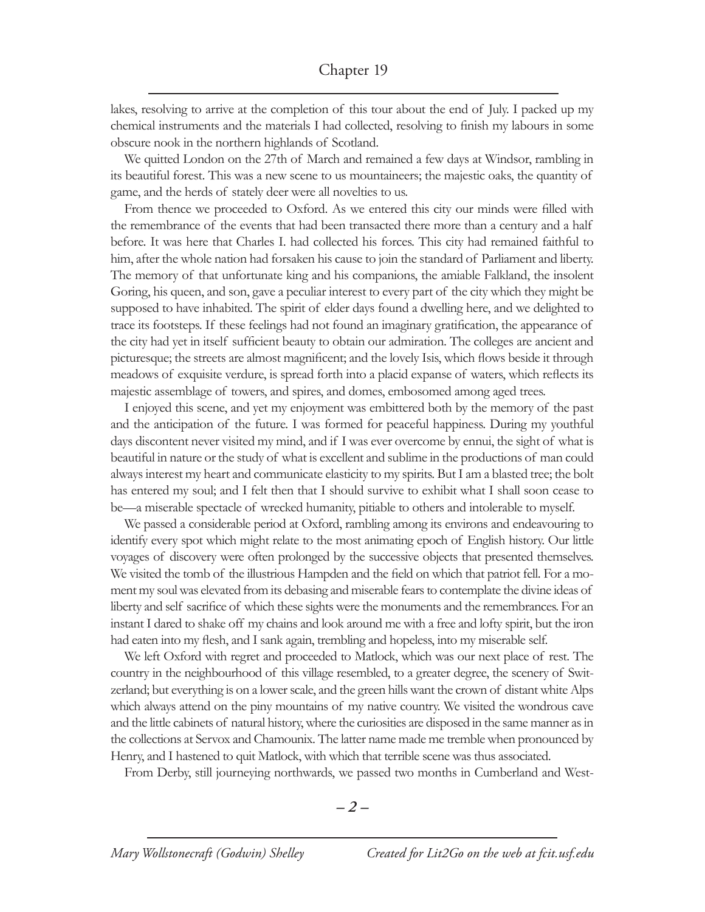lakes, resolving to arrive at the completion of this tour about the end of July. I packed up my chemical instruments and the materials I had collected, resolving to finish my labours in some obscure nook in the northern highlands of Scotland.

We quitted London on the 27th of March and remained a few days at Windsor, rambling in its beautiful forest. This was a new scene to us mountaineers; the majestic oaks, the quantity of game, and the herds of stately deer were all novelties to us.

From thence we proceeded to Oxford. As we entered this city our minds were filled with the remembrance of the events that had been transacted there more than a century and a half before. It was here that Charles I. had collected his forces. This city had remained faithful to him, after the whole nation had forsaken his cause to join the standard of Parliament and liberty. The memory of that unfortunate king and his companions, the amiable Falkland, the insolent Goring, his queen, and son, gave a peculiar interest to every part of the city which they might be supposed to have inhabited. The spirit of elder days found a dwelling here, and we delighted to trace its footsteps. If these feelings had not found an imaginary gratification, the appearance of the city had yet in itself sufficient beauty to obtain our admiration. The colleges are ancient and picturesque; the streets are almost magnificent; and the lovely Isis, which flows beside it through meadows of exquisite verdure, is spread forth into a placid expanse of waters, which reflects its majestic assemblage of towers, and spires, and domes, embosomed among aged trees.

I enjoyed this scene, and yet my enjoyment was embittered both by the memory of the past and the anticipation of the future. I was formed for peaceful happiness. During my youthful days discontent never visited my mind, and if I was ever overcome by ennui, the sight of what is beautiful in nature or the study of what is excellent and sublime in the productions of man could always interest my heart and communicate elasticity to my spirits. But I am a blasted tree; the bolt has entered my soul; and I felt then that I should survive to exhibit what I shall soon cease to be—a miserable spectacle of wrecked humanity, pitiable to others and intolerable to myself.

We passed a considerable period at Oxford, rambling among its environs and endeavouring to identify every spot which might relate to the most animating epoch of English history. Our little voyages of discovery were often prolonged by the successive objects that presented themselves. We visited the tomb of the illustrious Hampden and the field on which that patriot fell. For a moment my soul was elevated from its debasing and miserable fears to contemplate the divine ideas of liberty and self sacrifice of which these sights were the monuments and the remembrances. For an instant I dared to shake off my chains and look around me with a free and lofty spirit, but the iron had eaten into my flesh, and I sank again, trembling and hopeless, into my miserable self.

We left Oxford with regret and proceeded to Matlock, which was our next place of rest. The country in the neighbourhood of this village resembled, to a greater degree, the scenery of Switzerland; but everything is on a lower scale, and the green hills want the crown of distant white Alps which always attend on the piny mountains of my native country. We visited the wondrous cave and the little cabinets of natural history, where the curiosities are disposed in the same manner as in the collections at Servox and Chamounix. The latter name made me tremble when pronounced by Henry, and I hastened to quit Matlock, with which that terrible scene was thus associated.

From Derby, still journeying northwards, we passed two months in Cumberland and West-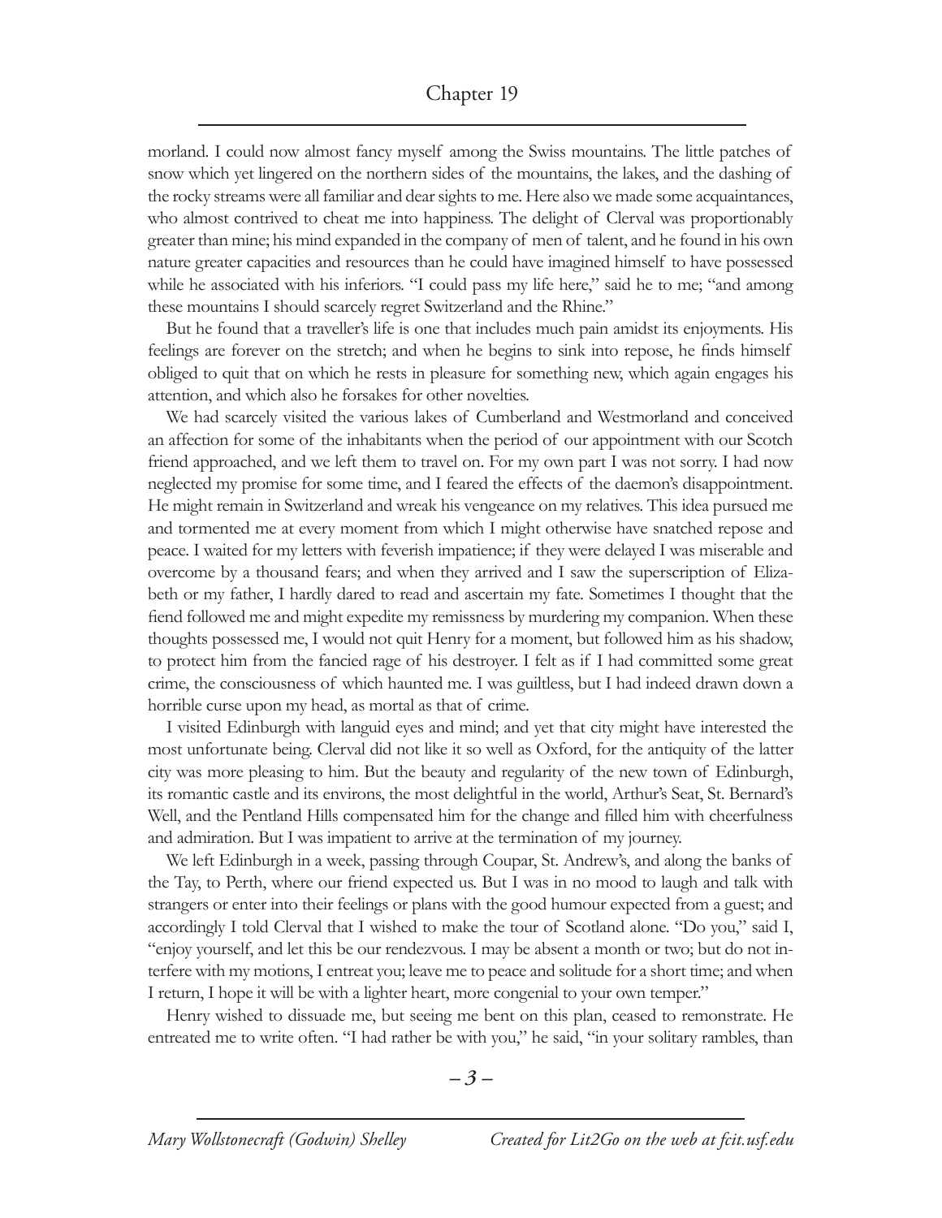morland. I could now almost fancy myself among the Swiss mountains. The little patches of snow which yet lingered on the northern sides of the mountains, the lakes, and the dashing of the rocky streams were all familiar and dear sights to me. Here also we made some acquaintances, who almost contrived to cheat me into happiness. The delight of Clerval was proportionably greater than mine; his mind expanded in the company of men of talent, and he found in his own nature greater capacities and resources than he could have imagined himself to have possessed while he associated with his inferiors. "I could pass my life here," said he to me; "and among these mountains I should scarcely regret Switzerland and the Rhine."

But he found that a traveller's life is one that includes much pain amidst its enjoyments. His feelings are forever on the stretch; and when he begins to sink into repose, he finds himself obliged to quit that on which he rests in pleasure for something new, which again engages his attention, and which also he forsakes for other novelties.

We had scarcely visited the various lakes of Cumberland and Westmorland and conceived an affection for some of the inhabitants when the period of our appointment with our Scotch friend approached, and we left them to travel on. For my own part I was not sorry. I had now neglected my promise for some time, and I feared the effects of the daemon's disappointment. He might remain in Switzerland and wreak his vengeance on my relatives. This idea pursued me and tormented me at every moment from which I might otherwise have snatched repose and peace. I waited for my letters with feverish impatience; if they were delayed I was miserable and overcome by a thousand fears; and when they arrived and I saw the superscription of Elizabeth or my father, I hardly dared to read and ascertain my fate. Sometimes I thought that the fiend followed me and might expedite my remissness by murdering my companion. When these thoughts possessed me, I would not quit Henry for a moment, but followed him as his shadow, to protect him from the fancied rage of his destroyer. I felt as if I had committed some great crime, the consciousness of which haunted me. I was guiltless, but I had indeed drawn down a horrible curse upon my head, as mortal as that of crime.

I visited Edinburgh with languid eyes and mind; and yet that city might have interested the most unfortunate being. Clerval did not like it so well as Oxford, for the antiquity of the latter city was more pleasing to him. But the beauty and regularity of the new town of Edinburgh, its romantic castle and its environs, the most delightful in the world, Arthur's Seat, St. Bernard's Well, and the Pentland Hills compensated him for the change and filled him with cheerfulness and admiration. But I was impatient to arrive at the termination of my journey.

We left Edinburgh in a week, passing through Coupar, St. Andrew's, and along the banks of the Tay, to Perth, where our friend expected us. But I was in no mood to laugh and talk with strangers or enter into their feelings or plans with the good humour expected from a guest; and accordingly I told Clerval that I wished to make the tour of Scotland alone. "Do you," said I, "enjoy yourself, and let this be our rendezvous. I may be absent a month or two; but do not interfere with my motions, I entreat you; leave me to peace and solitude for a short time; and when I return, I hope it will be with a lighter heart, more congenial to your own temper."

Henry wished to dissuade me, but seeing me bent on this plan, ceased to remonstrate. He entreated me to write often. "I had rather be with you," he said, "in your solitary rambles, than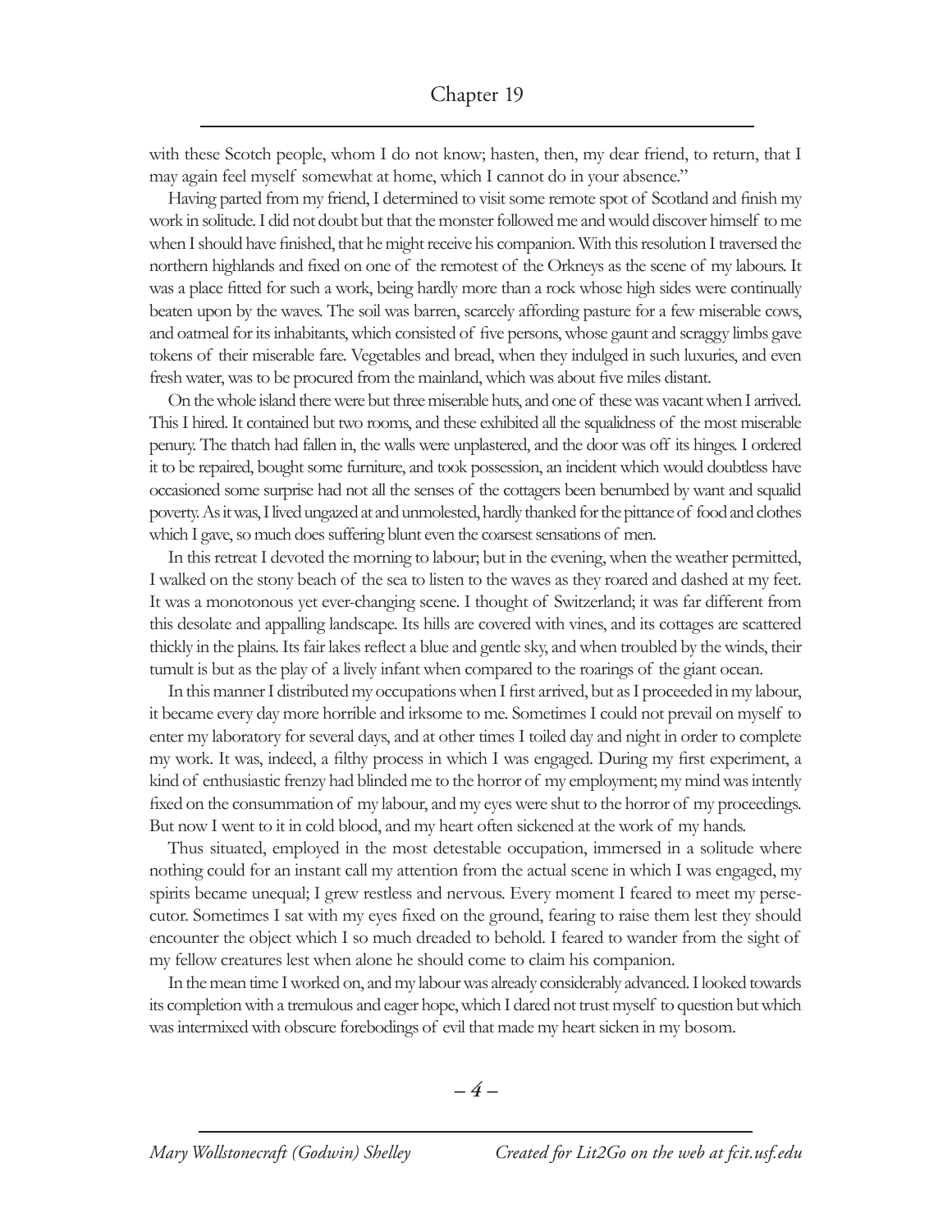with these Scotch people, whom I do not know; hasten, then, my dear friend, to return, that I may again feel myself somewhat at home, which I cannot do in your absence."

Having parted from my friend, I determined to visit some remote spot of Scotland and finish my work in solitude. I did not doubt but that the monster followed me and would discover himself to me when I should have finished, that he might receive his companion. With this resolution I traversed the northern highlands and fixed on one of the remotest of the Orkneys as the scene of my labours. It was a place fitted for such a work, being hardly more than a rock whose high sides were continually beaten upon by the waves. The soil was barren, scarcely affording pasture for a few miserable cows, and oatmeal for its inhabitants, which consisted of five persons, whose gaunt and scraggy limbs gave tokens of their miserable fare. Vegetables and bread, when they indulged in such luxuries, and even fresh water, was to be procured from the mainland, which was about five miles distant.

On the whole island there were but three miserable huts, and one of these was vacant when I arrived. This I hired. It contained but two rooms, and these exhibited all the squalidness of the most miserable penury. The thatch had fallen in, the walls were unplastered, and the door was off its hinges. I ordered it to be repaired, bought some furniture, and took possession, an incident which would doubtless have occasioned some surprise had not all the senses of the cottagers been benumbed by want and squalid poverty. As it was, I lived ungazed at and unmolested, hardly thanked for the pittance of food and clothes which I gave, so much does suffering blunt even the coarsest sensations of men.

In this retreat I devoted the morning to labour; but in the evening, when the weather permitted, I walked on the stony beach of the sea to listen to the waves as they roared and dashed at my feet. It was a monotonous yet ever-changing scene. I thought of Switzerland; it was far different from this desolate and appalling landscape. Its hills are covered with vines, and its cottages are scattered thickly in the plains. Its fair lakes reflect a blue and gentle sky, and when troubled by the winds, their tumult is but as the play of a lively infant when compared to the roarings of the giant ocean.

In this manner I distributed my occupations when I first arrived, but as I proceeded in my labour, it became every day more horrible and irksome to me. Sometimes I could not prevail on myself to enter my laboratory for several days, and at other times I toiled day and night in order to complete my work. It was, indeed, a filthy process in which I was engaged. During my first experiment, a kind of enthusiastic frenzy had blinded me to the horror of my employment; my mind was intently fixed on the consummation of my labour, and my eyes were shut to the horror of my proceedings. But now I went to it in cold blood, and my heart often sickened at the work of my hands.

Thus situated, employed in the most detestable occupation, immersed in a solitude where nothing could for an instant call my attention from the actual scene in which I was engaged, my spirits became unequal; I grew restless and nervous. Every moment I feared to meet my persecutor. Sometimes I sat with my eyes fixed on the ground, fearing to raise them lest they should encounter the object which I so much dreaded to behold. I feared to wander from the sight of my fellow creatures lest when alone he should come to claim his companion.

In the mean time I worked on, and my labour was already considerably advanced. I looked towards its completion with a tremulous and eager hope, which I dared not trust myself to question but which was intermixed with obscure forebodings of evil that made my heart sicken in my bosom.